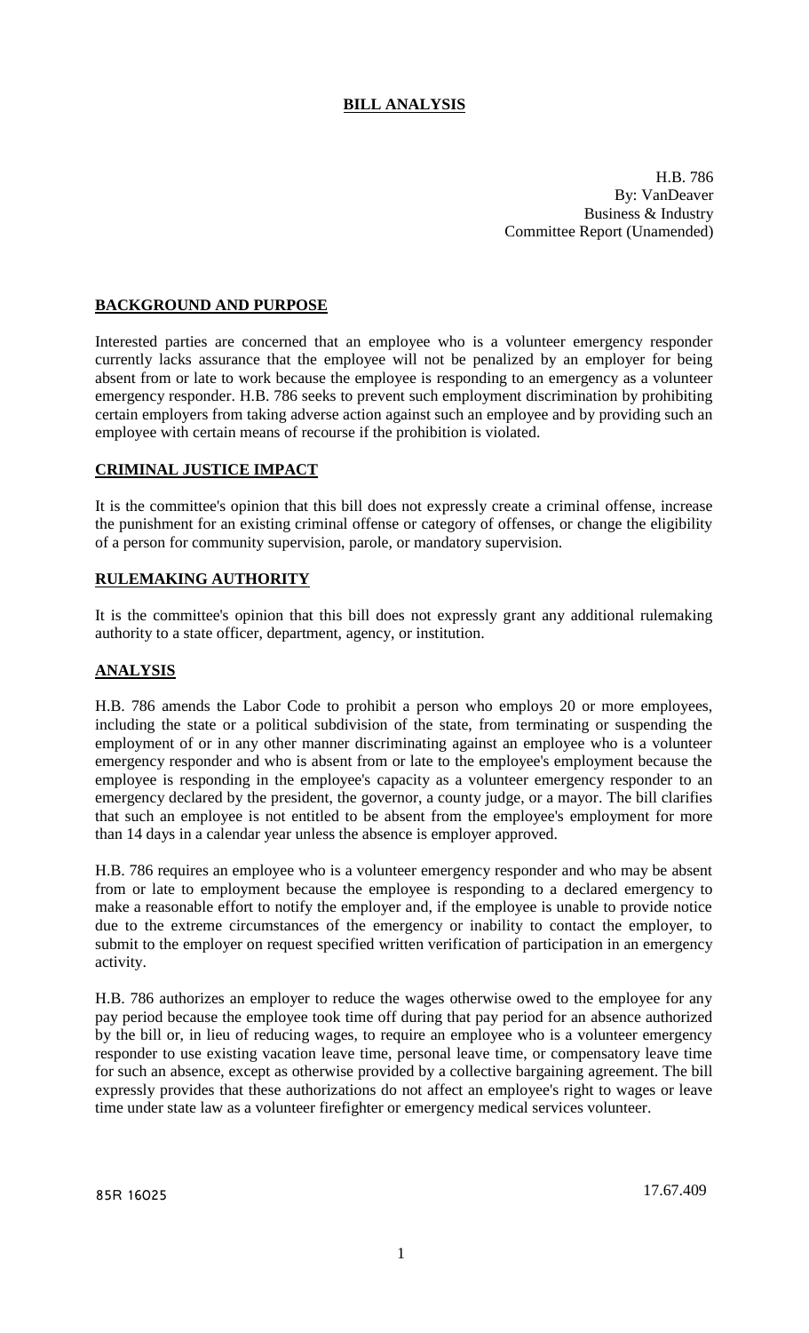# BILL ANALYSIS

H.B. 786
By: VanDeaver
Business & Industry
Committee Report (Unamended)

## BACKGROUND AND PURPOSE

Interested parties are concerned that an employee who is a volunteer emergency responder currently lacks assurance that the employee will not be penalized by an employer for being absent from or late to work because the employee is responding to an emergency as a volunteer emergency responder. H.B. 786 seeks to prevent such employment discrimination by prohibiting certain employers from taking adverse action against such an employee and by providing such an employee with certain means of recourse if the prohibition is violated.

## CRIMINAL JUSTICE IMPACT

It is the committee's opinion that this bill does not expressly create a criminal offense, increase the punishment for an existing criminal offense or category of offenses, or change the eligibility of a person for community supervision, parole, or mandatory supervision.

## RULEMAKING AUTHORITY

It is the committee's opinion that this bill does not expressly grant any additional rulemaking authority to a state officer, department, agency, or institution.

## ANALYSIS

H.B. 786 amends the Labor Code to prohibit a person who employs 20 or more employees, including the state or a political subdivision of the state, from terminating or suspending the employment of or in any other manner discriminating against an employee who is a volunteer emergency responder and who is absent from or late to the employee's employment because the employee is responding in the employee's capacity as a volunteer emergency responder to an emergency declared by the president, the governor, a county judge, or a mayor. The bill clarifies that such an employee is not entitled to be absent from the employee's employment for more than 14 days in a calendar year unless the absence is employer approved.

H.B. 786 requires an employee who is a volunteer emergency responder and who may be absent from or late to employment because the employee is responding to a declared emergency to make a reasonable effort to notify the employer and, if the employee is unable to provide notice due to the extreme circumstances of the emergency or inability to contact the employer, to submit to the employer on request specified written verification of participation in an emergency activity.

H.B. 786 authorizes an employer to reduce the wages otherwise owed to the employee for any pay period because the employee took time off during that pay period for an absence authorized by the bill or, in lieu of reducing wages, to require an employee who is a volunteer emergency responder to use existing vacation leave time, personal leave time, or compensatory leave time for such an absence, except as otherwise provided by a collective bargaining agreement. The bill expressly provides that these authorizations do not affect an employee's right to wages or leave time under state law as a volunteer firefighter or emergency medical services volunteer.

85R 16025 17.67.409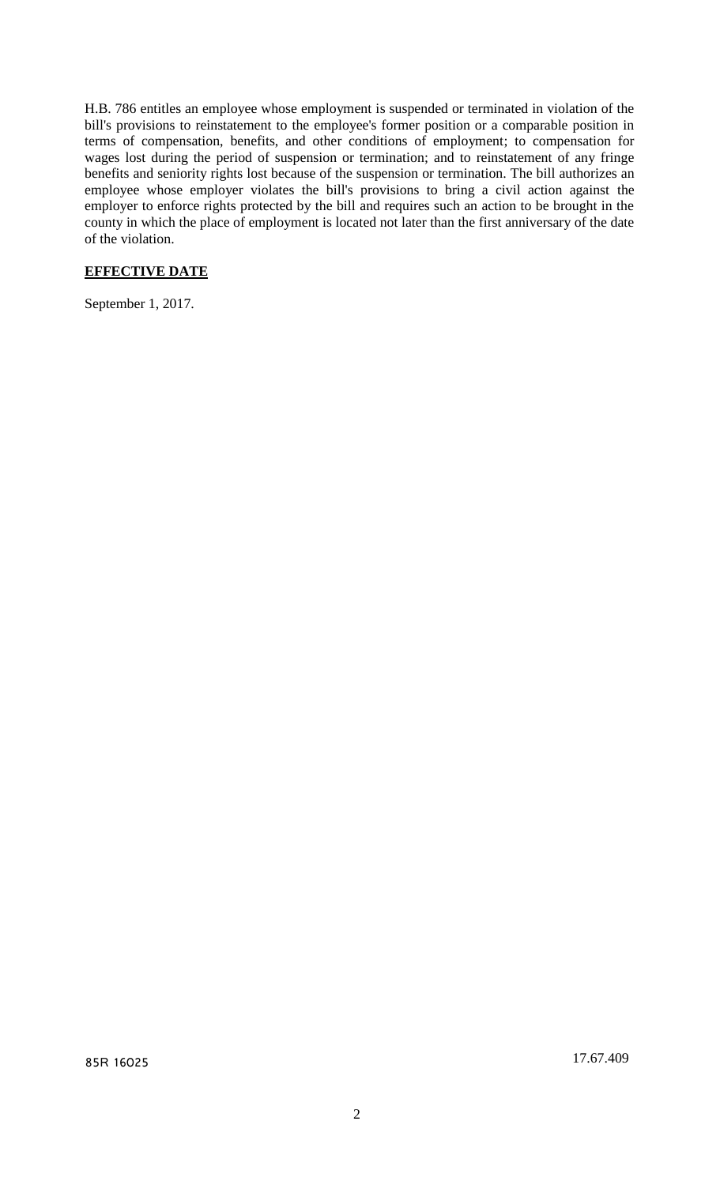H.B. 786 entitles an employee whose employment is suspended or terminated in violation of the bill's provisions to reinstatement to the employee's former position or a comparable position in terms of compensation, benefits, and other conditions of employment; to compensation for wages lost during the period of suspension or termination; and to reinstatement of any fringe benefits and seniority rights lost because of the suspension or termination. The bill authorizes an employee whose employer violates the bill's provisions to bring a civil action against the employer to enforce rights protected by the bill and requires such an action to be brought in the county in which the place of employment is located not later than the first anniversary of the date of the violation.

**EFFECTIVE DATE**

September 1, 2017.

85R 16025

17.67.409